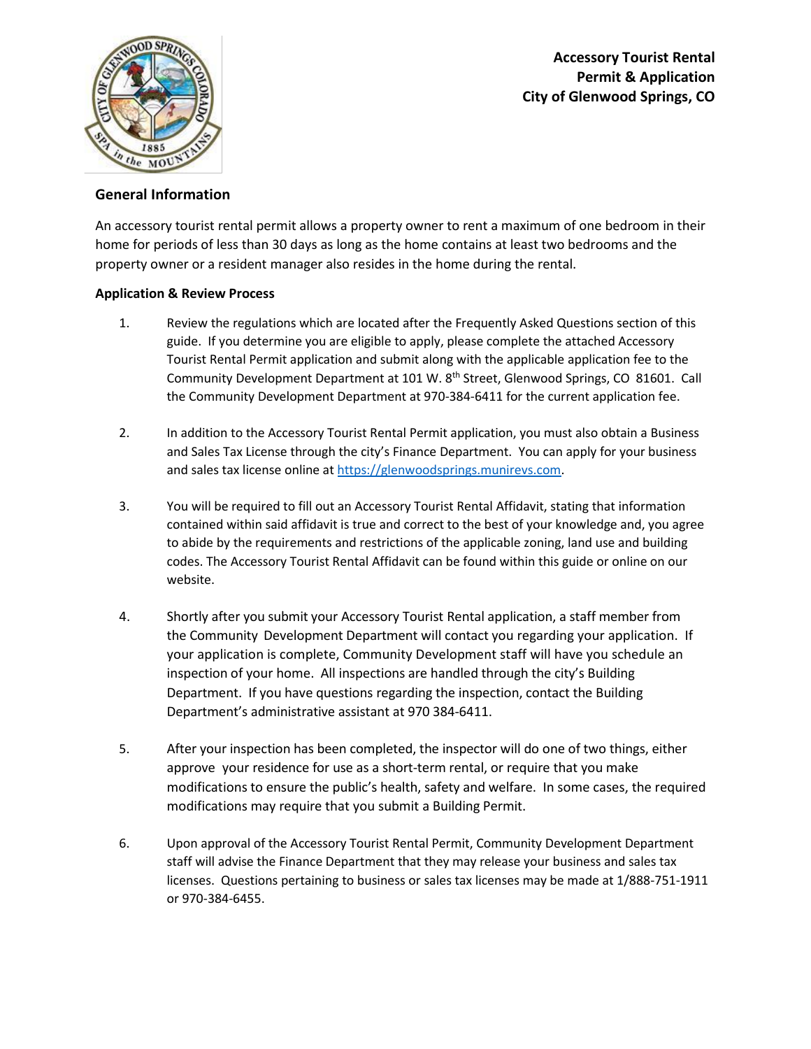# Accessory Tourist Rental Permit & Application City of Glenwood Springs, CO

## General Information

An accessory tourist rental permit allows a property owner to rent a maximum of one bedroom in their home for periods of less than 30 days as long as the home contains at least two bedrooms and the property owner or a resident manager also resides in the home during the rental.

**Application & Review Process**

1. Review the regulations which are located after the Frequently Asked Questions section of this guide. If you determine you are eligible to apply, please complete the attached Accessory Tourist Rental Permit application and submit along with the applicable application fee to the Community Development Department at 101 W. 8th Street, Glenwood Springs, CO 81601. Call the Community Development Department at 970-384-6411 for the current application fee.

2. In addition to the Accessory Tourist Rental Permit application, you must also obtain a Business and Sales Tax License through the city's Finance Department. You can apply for your business and sales tax license online at https://glenwoodsprings.munirevs.com.

3. You will be required to fill out an Accessory Tourist Rental Affidavit, stating that information contained within said affidavit is true and correct to the best of your knowledge and, you agree to abide by the requirements and restrictions of the applicable zoning, land use and building codes. The Accessory Tourist Rental Affidavit can be found within this guide or online on our website.

4. Shortly after you submit your Accessory Tourist Rental application, a staff member from the Community Development Department will contact you regarding your application. If your application is complete, Community Development staff will have you schedule an inspection of your home. All inspections are handled through the city's Building Department. If you have questions regarding the inspection, contact the Building Department's administrative assistant at 970 384-6411.

5. After your inspection has been completed, the inspector will do one of two things, either approve your residence for use as a short-term rental, or require that you make modifications to ensure the public's health, safety and welfare. In some cases, the required modifications may require that you submit a Building Permit.

6. Upon approval of the Accessory Tourist Rental Permit, Community Development Department staff will advise the Finance Department that they may release your business and sales tax licenses. Questions pertaining to business or sales tax licenses may be made at 1/888-751-1911 or 970-384-6455.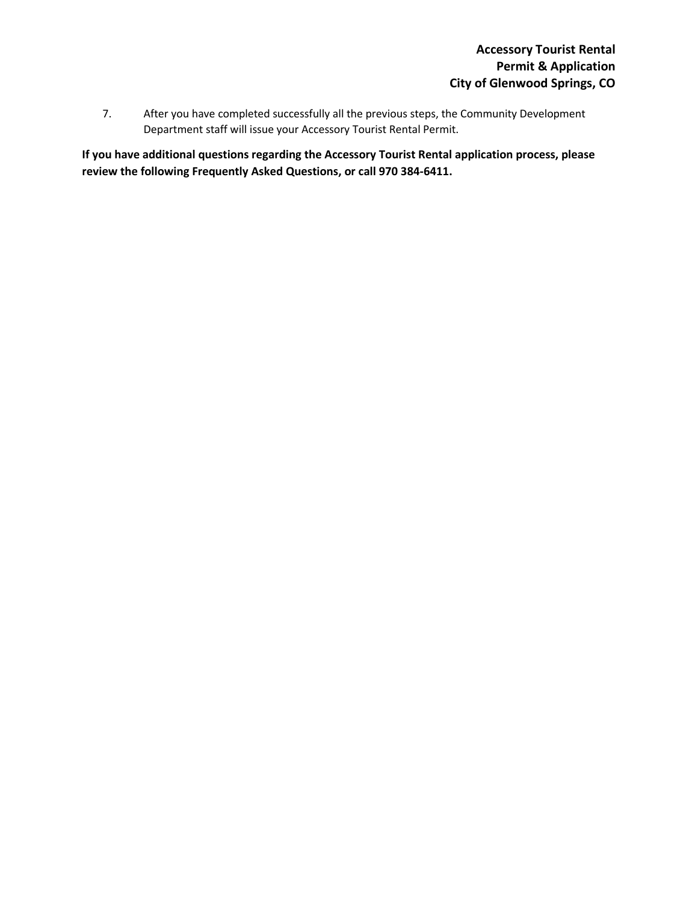7. After you have completed successfully all the previous steps, the Community Development Department staff will issue your Accessory Tourist Rental Permit.

**If you have additional questions regarding the Accessory Tourist Rental application process, please review the following Frequently Asked Questions, or call 970 384-6411.**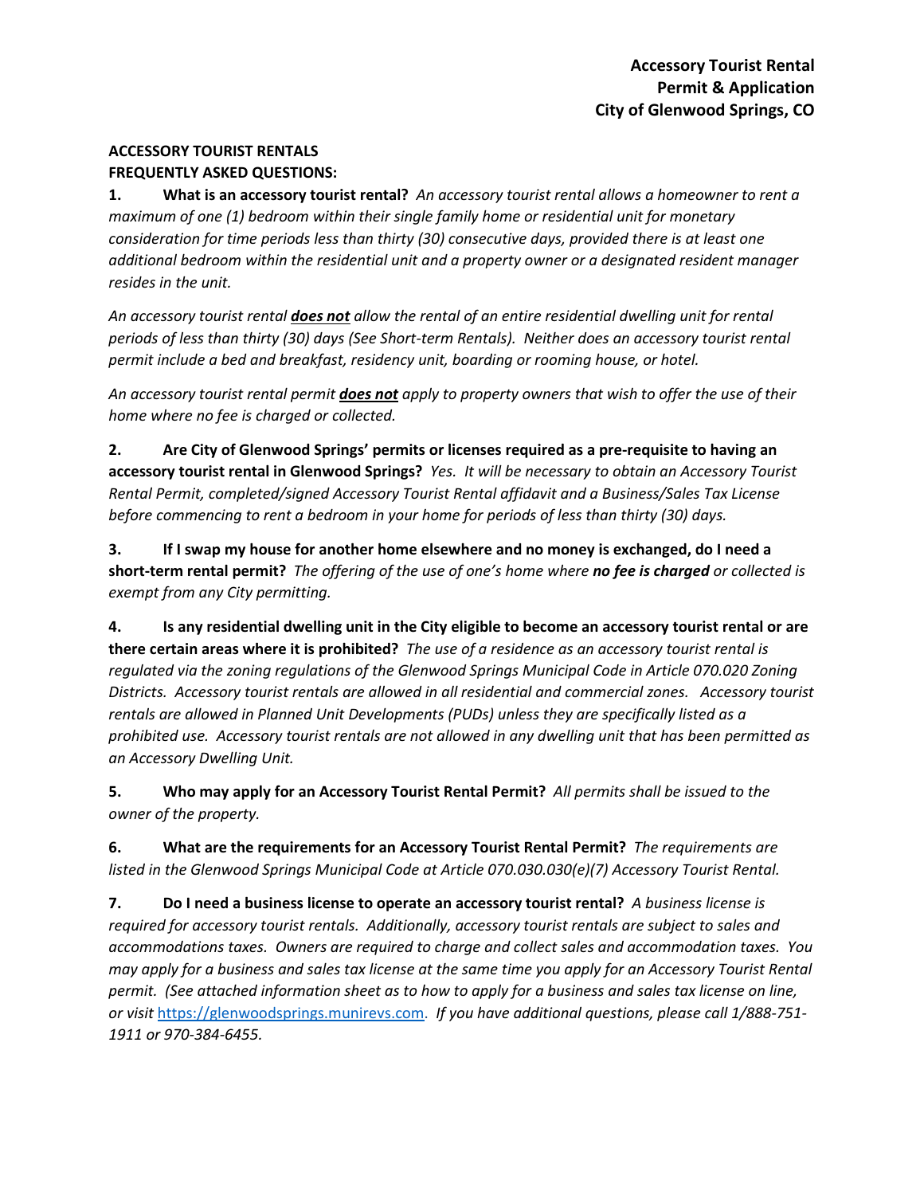**Accessory Tourist Rental**
**Permit & Application**
**City of Glenwood Springs, CO**

## ACCESSORY TOURIST RENTALS FREQUENTLY ASKED QUESTIONS:

**1. What is an accessory tourist rental?** *An accessory tourist rental allows a homeowner to rent a maximum of one (1) bedroom within their single family home or residential unit for monetary consideration for time periods less than thirty (30) consecutive days, provided there is at least one additional bedroom within the residential unit and a property owner or a designated resident manager resides in the unit.*

*An accessory tourist rental **does not** allow the rental of an entire residential dwelling unit for rental periods of less than thirty (30) days (See Short-term Rentals). Neither does an accessory tourist rental permit include a bed and breakfast, residency unit, boarding or rooming house, or hotel.*

*An accessory tourist rental permit **does not** apply to property owners that wish to offer the use of their home where no fee is charged or collected.*

**2. Are City of Glenwood Springs' permits or licenses required as a pre-requisite to having an accessory tourist rental in Glenwood Springs?** *Yes. It will be necessary to obtain an Accessory Tourist Rental Permit, completed/signed Accessory Tourist Rental affidavit and a Business/Sales Tax License before commencing to rent a bedroom in your home for periods of less than thirty (30) days.*

**3. If I swap my house for another home elsewhere and no money is exchanged, do I need a short-term rental permit?** *The offering of the use of one's home where **no fee is charged** or collected is exempt from any City permitting.*

**4. Is any residential dwelling unit in the City eligible to become an accessory tourist rental or are there certain areas where it is prohibited?** *The use of a residence as an accessory tourist rental is regulated via the zoning regulations of the Glenwood Springs Municipal Code in Article 070.020 Zoning Districts. Accessory tourist rentals are allowed in all residential and commercial zones. Accessory tourist rentals are allowed in Planned Unit Developments (PUDs) unless they are specifically listed as a prohibited use. Accessory tourist rentals are not allowed in any dwelling unit that has been permitted as an Accessory Dwelling Unit.*

**5. Who may apply for an Accessory Tourist Rental Permit?** *All permits shall be issued to the owner of the property.*

**6. What are the requirements for an Accessory Tourist Rental Permit?** *The requirements are listed in the Glenwood Springs Municipal Code at Article 070.030.030(e)(7) Accessory Tourist Rental.*

**7. Do I need a business license to operate an accessory tourist rental?** *A business license is required for accessory tourist rentals. Additionally, accessory tourist rentals are subject to sales and accommodations taxes. Owners are required to charge and collect sales and accommodation taxes. You may apply for a business and sales tax license at the same time you apply for an Accessory Tourist Rental permit. (See attached information sheet as to how to apply for a business and sales tax license on line, or visit [https://glenwoodsprings.munirevs.com](https://glenwoodsprings.munirevs.com). If you have additional questions, please call 1/888-751-1911 or 970-384-6455.*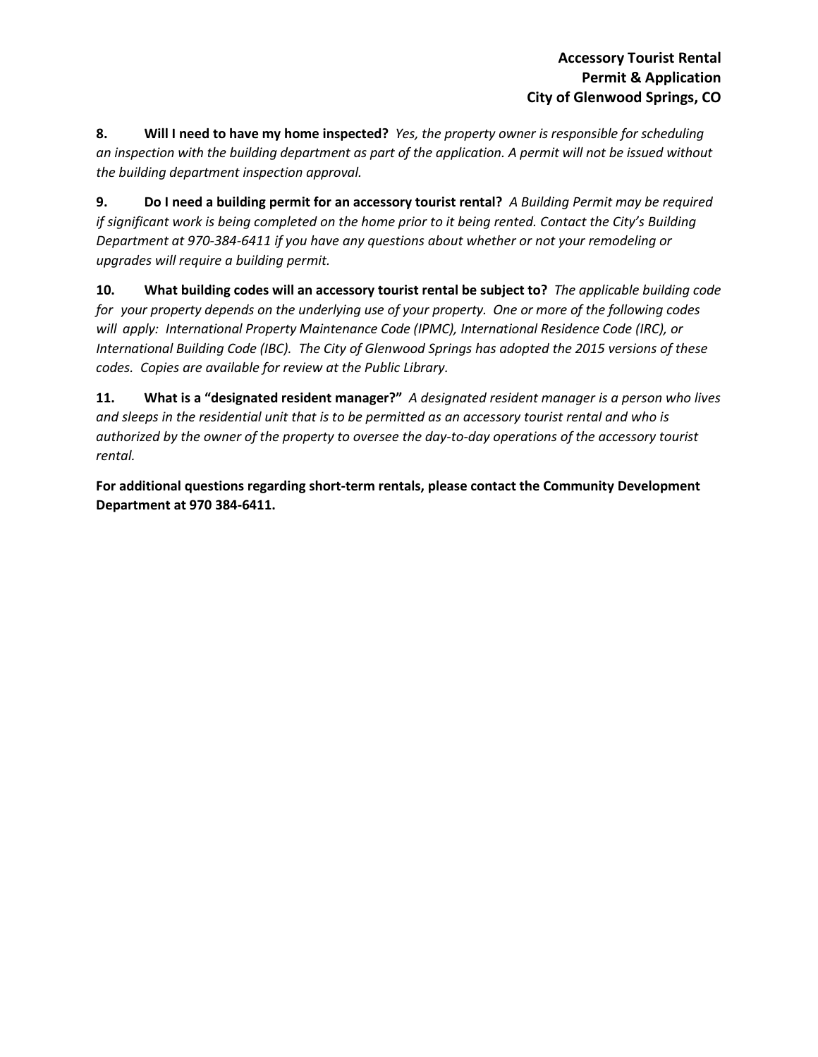**8. Will I need to have my home inspected?** *Yes, the property owner is responsible for scheduling an inspection with the building department as part of the application. A permit will not be issued without the building department inspection approval.*

**9. Do I need a building permit for an accessory tourist rental?** *A Building Permit may be required if significant work is being completed on the home prior to it being rented. Contact the City's Building Department at 970-384-6411 if you have any questions about whether or not your remodeling or upgrades will require a building permit.*

**10. What building codes will an accessory tourist rental be subject to?** *The applicable building code for your property depends on the underlying use of your property. One or more of the following codes will apply: International Property Maintenance Code (IPMC), International Residence Code (IRC), or International Building Code (IBC). The City of Glenwood Springs has adopted the 2015 versions of these codes. Copies are available for review at the Public Library.*

**11. What is a "designated resident manager?"** *A designated resident manager is a person who lives and sleeps in the residential unit that is to be permitted as an accessory tourist rental and who is authorized by the owner of the property to oversee the day-to-day operations of the accessory tourist rental.*

**For additional questions regarding short-term rentals, please contact the Community Development Department at 970 384-6411.**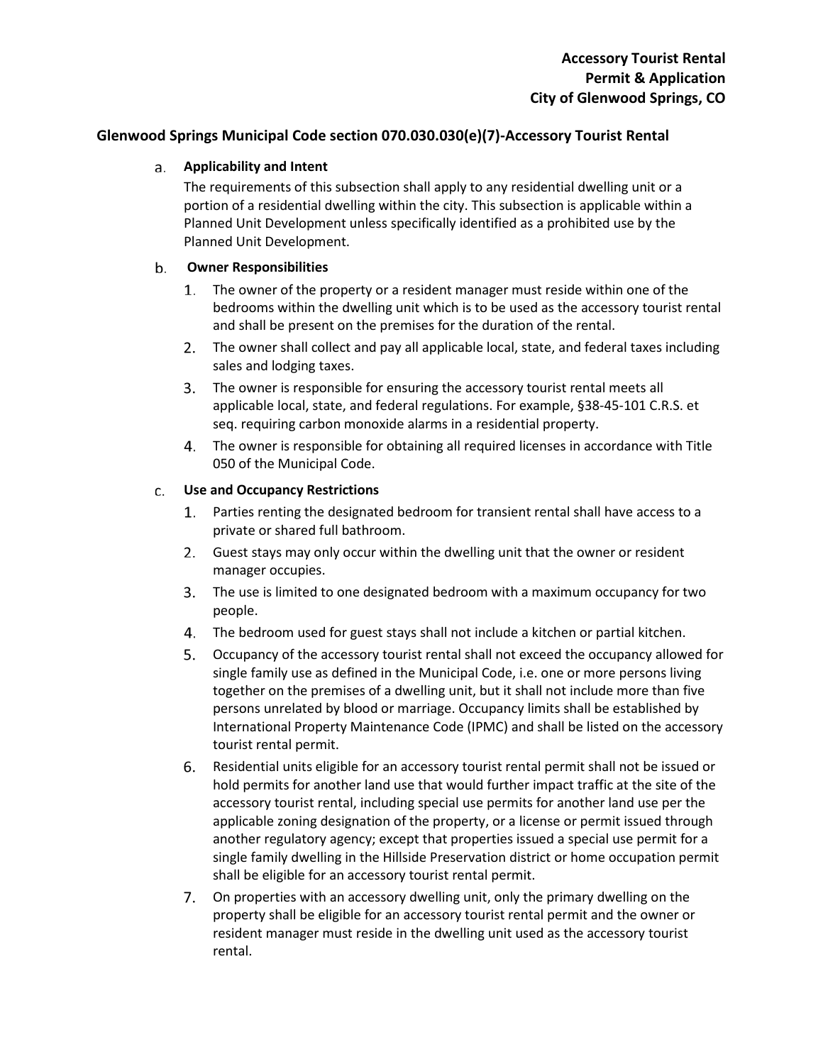**Accessory Tourist Rental**
**Permit & Application**
**City of Glenwood Springs, CO**

## Glenwood Springs Municipal Code section 070.030.030(e)(7)-Accessory Tourist Rental

a. **Applicability and Intent**

The requirements of this subsection shall apply to any residential dwelling unit or a portion of a residential dwelling within the city. This subsection is applicable within a Planned Unit Development unless specifically identified as a prohibited use by the Planned Unit Development.

b. **Owner Responsibilities**

1. The owner of the property or a resident manager must reside within one of the bedrooms within the dwelling unit which is to be used as the accessory tourist rental and shall be present on the premises for the duration of the rental.
2. The owner shall collect and pay all applicable local, state, and federal taxes including sales and lodging taxes.
3. The owner is responsible for ensuring the accessory tourist rental meets all applicable local, state, and federal regulations. For example, §38-45-101 C.R.S. et seq. requiring carbon monoxide alarms in a residential property.
4. The owner is responsible for obtaining all required licenses in accordance with Title 050 of the Municipal Code.

c. **Use and Occupancy Restrictions**

1. Parties renting the designated bedroom for transient rental shall have access to a private or shared full bathroom.
2. Guest stays may only occur within the dwelling unit that the owner or resident manager occupies.
3. The use is limited to one designated bedroom with a maximum occupancy for two people.
4. The bedroom used for guest stays shall not include a kitchen or partial kitchen.
5. Occupancy of the accessory tourist rental shall not exceed the occupancy allowed for single family use as defined in the Municipal Code, i.e. one or more persons living together on the premises of a dwelling unit, but it shall not include more than five persons unrelated by blood or marriage. Occupancy limits shall be established by International Property Maintenance Code (IPMC) and shall be listed on the accessory tourist rental permit.
6. Residential units eligible for an accessory tourist rental permit shall not be issued or hold permits for another land use that would further impact traffic at the site of the accessory tourist rental, including special use permits for another land use per the applicable zoning designation of the property, or a license or permit issued through another regulatory agency; except that properties issued a special use permit for a single family dwelling in the Hillside Preservation district or home occupation permit shall be eligible for an accessory tourist rental permit.
7. On properties with an accessory dwelling unit, only the primary dwelling on the property shall be eligible for an accessory tourist rental permit and the owner or resident manager must reside in the dwelling unit used as the accessory tourist rental.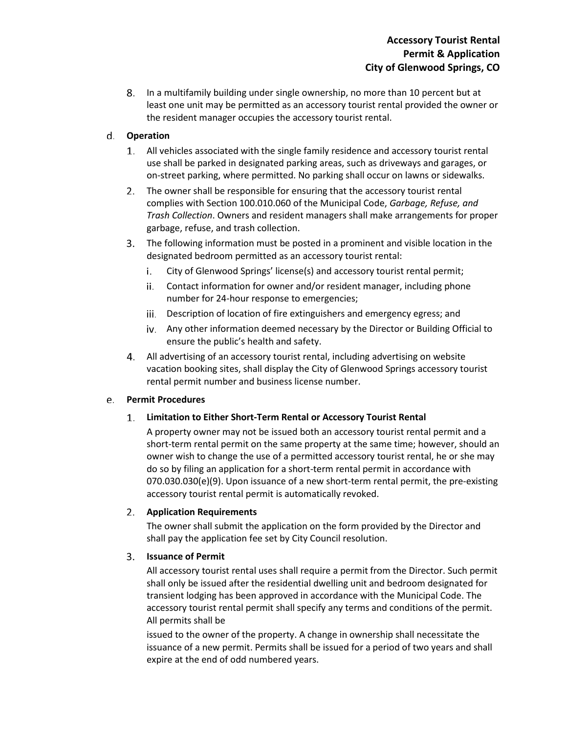8. In a multifamily building under single ownership, no more than 10 percent but at least one unit may be permitted as an accessory tourist rental provided the owner or the resident manager occupies the accessory tourist rental.

d. **Operation**

   1. All vehicles associated with the single family residence and accessory tourist rental use shall be parked in designated parking areas, such as driveways and garages, or on-street parking, where permitted. No parking shall occur on lawns or sidewalks.
   2. The owner shall be responsible for ensuring that the accessory tourist rental complies with Section 100.010.060 of the Municipal Code, *Garbage, Refuse, and Trash Collection*. Owners and resident managers shall make arrangements for proper garbage, refuse, and trash collection.
   3. The following information must be posted in a prominent and visible location in the designated bedroom permitted as an accessory tourist rental:
      i. City of Glenwood Springs' license(s) and accessory tourist rental permit;
      ii. Contact information for owner and/or resident manager, including phone number for 24-hour response to emergencies;
      iii. Description of location of fire extinguishers and emergency egress; and
      iv. Any other information deemed necessary by the Director or Building Official to ensure the public's health and safety.
   4. All advertising of an accessory tourist rental, including advertising on website vacation booking sites, shall display the City of Glenwood Springs accessory tourist rental permit number and business license number.

e. **Permit Procedures**

   1. **Limitation to Either Short-Term Rental or Accessory Tourist Rental**

      A property owner may not be issued both an accessory tourist rental permit and a short-term rental permit on the same property at the same time; however, should an owner wish to change the use of a permitted accessory tourist rental, he or she may do so by filing an application for a short-term rental permit in accordance with 070.030.030(e)(9). Upon issuance of a new short-term rental permit, the pre-existing accessory tourist rental permit is automatically revoked.

   2. **Application Requirements**

      The owner shall submit the application on the form provided by the Director and shall pay the application fee set by City Council resolution.

   3. **Issuance of Permit**

      All accessory tourist rental uses shall require a permit from the Director. Such permit shall only be issued after the residential dwelling unit and bedroom designated for transient lodging has been approved in accordance with the Municipal Code. The accessory tourist rental permit shall specify any terms and conditions of the permit. All permits shall be issued to the owner of the property. A change in ownership shall necessitate the issuance of a new permit. Permits shall be issued for a period of two years and shall expire at the end of odd numbered years.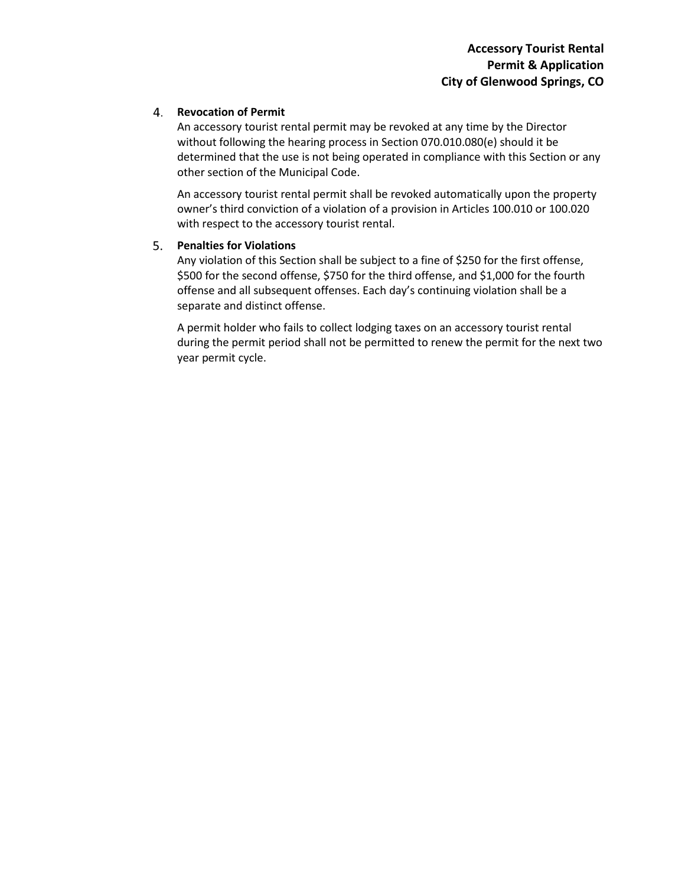4. **Revocation of Permit**

   An accessory tourist rental permit may be revoked at any time by the Director without following the hearing process in Section 070.010.080(e) should it be determined that the use is not being operated in compliance with this Section or any other section of the Municipal Code.

   An accessory tourist rental permit shall be revoked automatically upon the property owner's third conviction of a violation of a provision in Articles 100.010 or 100.020 with respect to the accessory tourist rental.

5. **Penalties for Violations**

   Any violation of this Section shall be subject to a fine of $250 for the first offense, $500 for the second offense, $750 for the third offense, and $1,000 for the fourth offense and all subsequent offenses. Each day's continuing violation shall be a separate and distinct offense.

   A permit holder who fails to collect lodging taxes on an accessory tourist rental during the permit period shall not be permitted to renew the permit for the next two year permit cycle.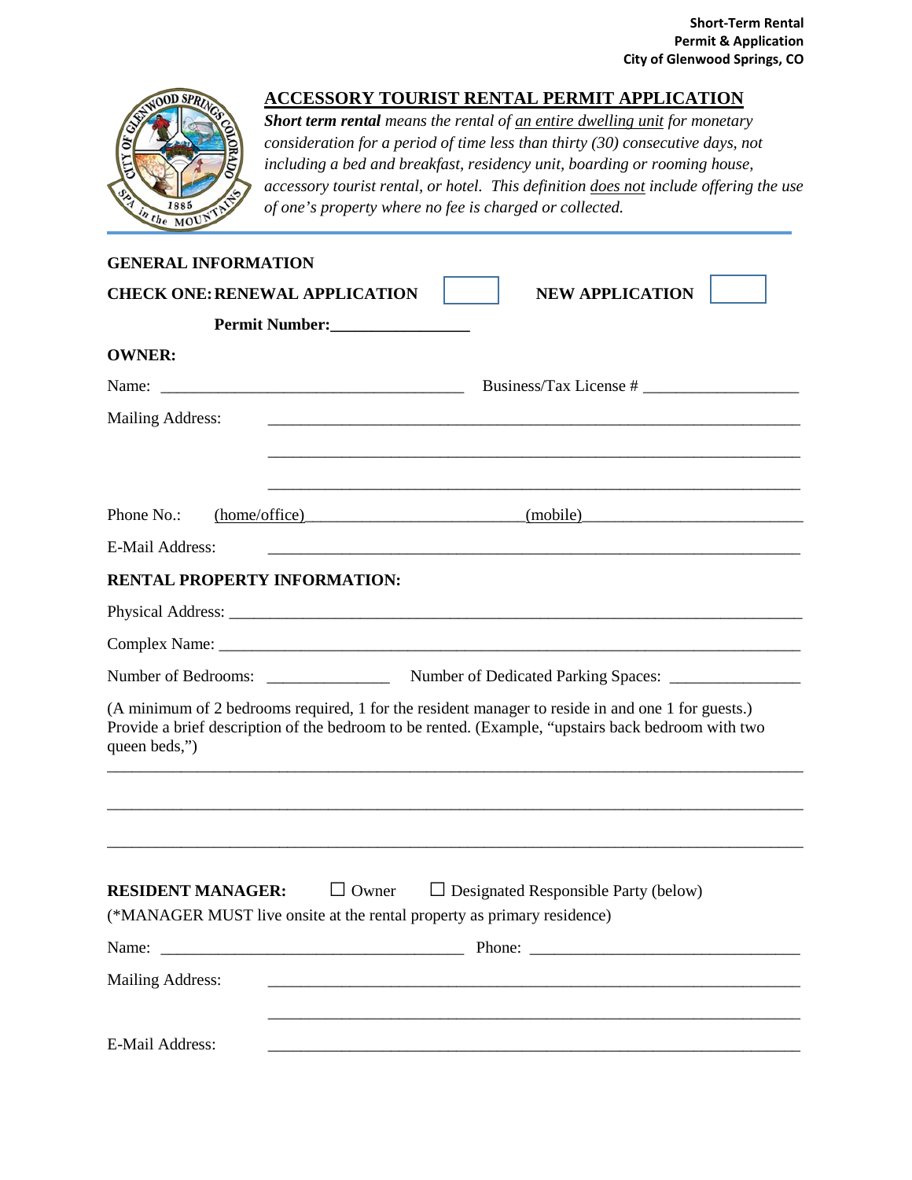**Short-Term Rental**
**Permit & Application**
**City of Glenwood Springs, CO**

## ACCESSORY TOURIST RENTAL PERMIT APPLICATION

***Short term rental*** *means the rental of an entire dwelling unit for monetary consideration for a period of time less than thirty (30) consecutive days, not including a bed and breakfast, residency unit, boarding or rooming house, accessory tourist rental, or hotel. This definition does not include offering the use of one's property where no fee is charged or collected.*

**GENERAL INFORMATION**

**CHECK ONE: RENEWAL APPLICATION** ☐ **NEW APPLICATION** ☐

**Permit Number:**________________

**OWNER:**

Name: ____________________________________ Business/Tax License # __________________

Mailing Address: ______________________________________________________________

______________________________________________________________

______________________________________________________________

Phone No.: (home/office)________________________(mobile)________________________

E-Mail Address: ______________________________________________________________

**RENTAL PROPERTY INFORMATION:**

Physical Address: ______________________________________________________________

Complex Name: ______________________________________________________________

Number of Bedrooms: ______________ Number of Dedicated Parking Spaces: _______________

(A minimum of 2 bedrooms required, 1 for the resident manager to reside in and one 1 for guests.) Provide a brief description of the bedroom to be rented. (Example, "upstairs back bedroom with two queen beds,")

______________________________________________________________________________

______________________________________________________________________________

______________________________________________________________________________

**RESIDENT MANAGER:** ☐ Owner ☐ Designated Responsible Party (below)

(*MANAGER MUST live onsite at the rental property as primary residence)

Name: ____________________________________ Phone: ________________________________

Mailing Address: ______________________________________________________________

______________________________________________________________

E-Mail Address: ______________________________________________________________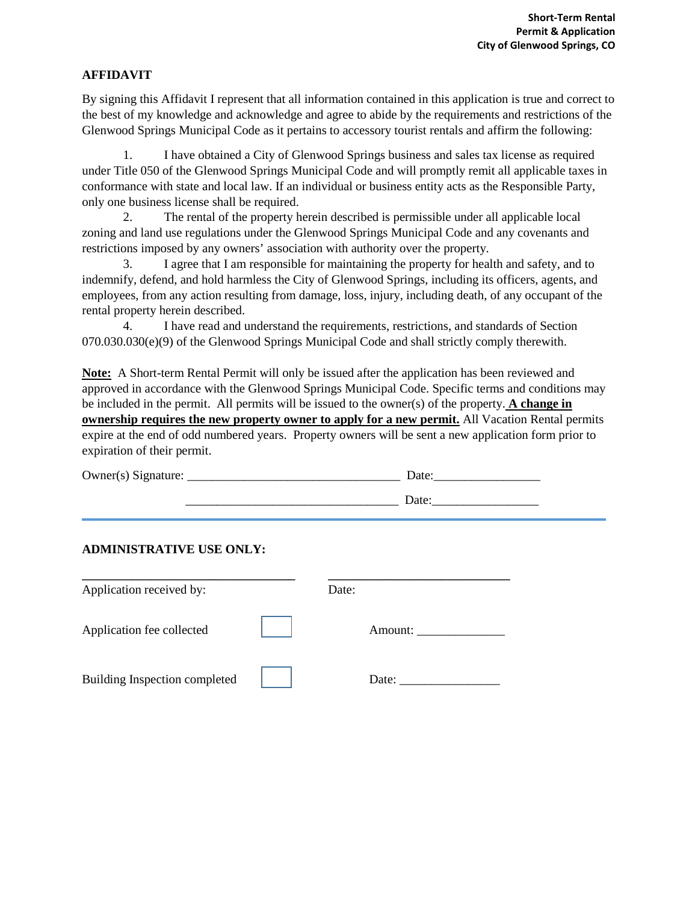## AFFIDAVIT

By signing this Affidavit I represent that all information contained in this application is true and correct to the best of my knowledge and acknowledge and agree to abide by the requirements and restrictions of the Glenwood Springs Municipal Code as it pertains to accessory tourist rentals and affirm the following:

1. I have obtained a City of Glenwood Springs business and sales tax license as required under Title 050 of the Glenwood Springs Municipal Code and will promptly remit all applicable taxes in conformance with state and local law. If an individual or business entity acts as the Responsible Party, only one business license shall be required.
2. The rental of the property herein described is permissible under all applicable local zoning and land use regulations under the Glenwood Springs Municipal Code and any covenants and restrictions imposed by any owners' association with authority over the property.
3. I agree that I am responsible for maintaining the property for health and safety, and to indemnify, defend, and hold harmless the City of Glenwood Springs, including its officers, agents, and employees, from any action resulting from damage, loss, injury, including death, of any occupant of the rental property herein described.
4. I have read and understand the requirements, restrictions, and standards of Section 070.030.030(e)(9) of the Glenwood Springs Municipal Code and shall strictly comply therewith.

**Note:** A Short-term Rental Permit will only be issued after the application has been reviewed and approved in accordance with the Glenwood Springs Municipal Code. Specific terms and conditions may be included in the permit. All permits will be issued to the owner(s) of the property. **A change in ownership requires the new property owner to apply for a new permit.** All Vacation Rental permits expire at the end of odd numbered years. Property owners will be sent a new application form prior to expiration of their permit.

Owner(s) Signature: _________________________________ Date:________________

_________________________________ Date:________________

---

**ADMINISTRATIVE USE ONLY:**

_________________________________ _____________________________

Application received by: Date:

Application fee collected ☐ Amount: _____________

Building Inspection completed ☐ Date: _______________